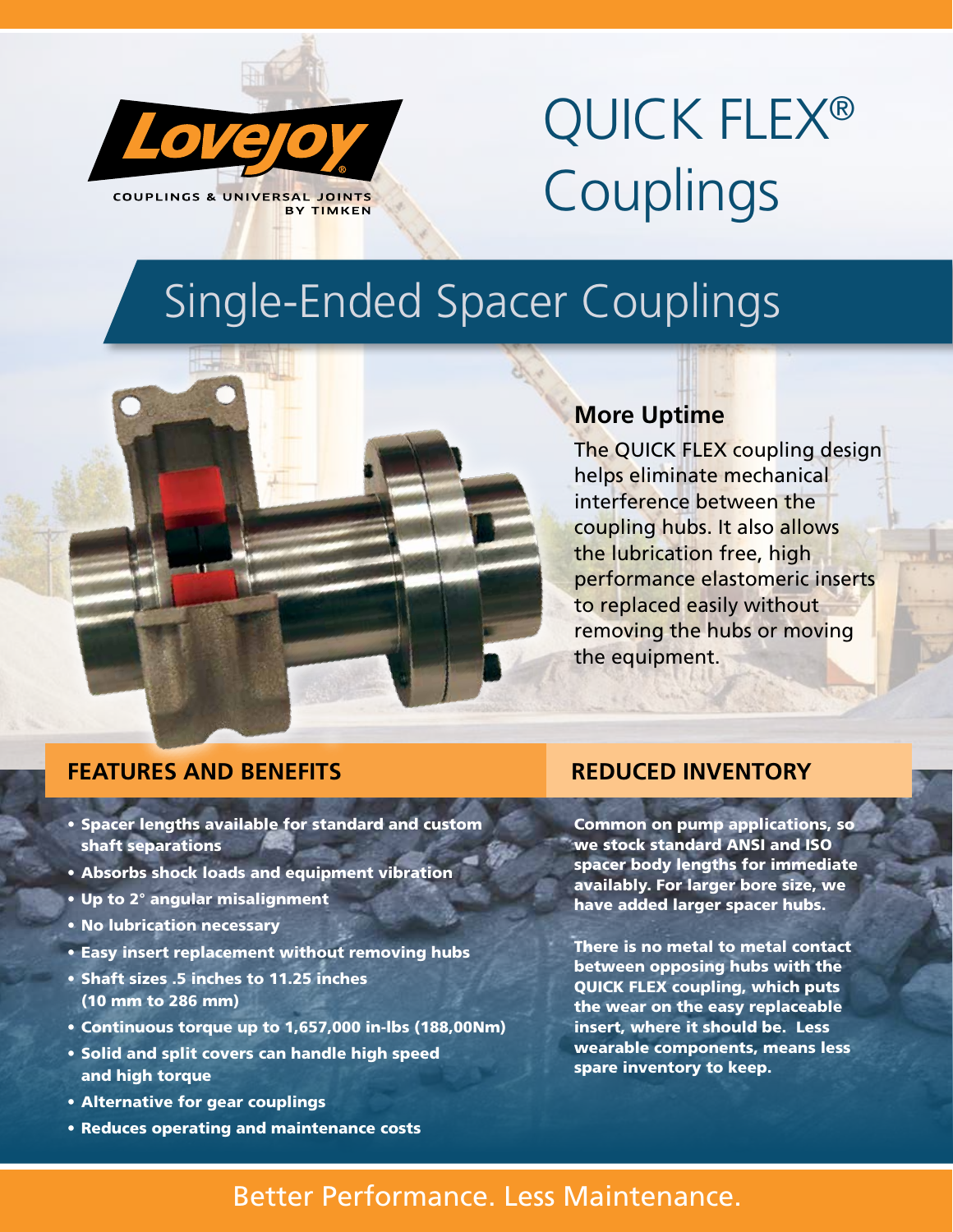Lovejoy®

COUPLINGS & UNIVERSAL JOINTS BY TIMKEN

# QUICK FLEX® Couplings

## Single-Ended Spacer Couplings

### More Uptime

The QUICK FLEX coupling design helps eliminate mechanical interference between the coupling hubs. It also allows the lubrication free, high performance elastomeric inserts to replaced easily without removing the hubs or moving the equipment.

### FEATURES AND BENEFITS

- **Spacer lengths available for standard and custom shaft separations**
- **Absorbs shock loads and equipment vibration**
- **Up to 2° angular misalignment**
- **No lubrication necessary**
- **Easy insert replacement without removing hubs**
- **Shaft sizes .5 inches to 11.25 inches (10 mm to 286 mm)**
- **Continuous torque up to 1,657,000 in-lbs (188,00Nm)**
- **Solid and split covers can handle high speed and high torque**
- **Alternative for gear couplings**
- **Reduces operating and maintenance costs**

### REDUCED INVENTORY

**Common on pump applications, so we stock standard ANSI and ISO spacer body lengths for immediate availably. For larger bore size, we have added larger spacer hubs.**

**There is no metal to metal contact between opposing hubs with the QUICK FLEX coupling, which puts the wear on the easy replaceable insert, where it should be. Less wearable components, means less spare inventory to keep.**

Better Performance. Less Maintenance.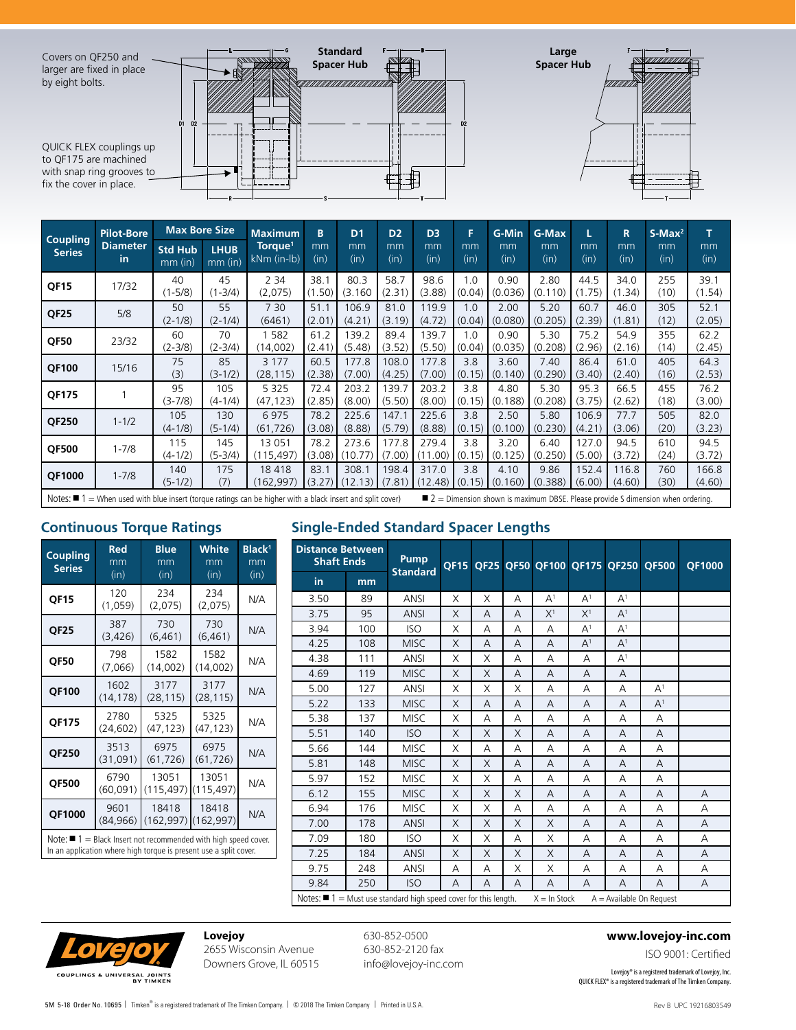Covers on QF250 and larger are fixed in place by eight bolts.

QUICK FLEX couplings up to QF175 are machined with snap ring grooves to fix the cover in place.

Standard Spacer Hub

Large Spacer Hub

L G F B D1 D2 D2 R S T F B T

| Coupling Series | Pilot-Bore Diameter in | Max Bore Size | | Maximum Torque[1] kNm (in-lb) | B mm (in) | D1 mm (in) | D2 mm (in) | D3 mm (in) | F mm (in) | G-Min mm (in) | G-Max mm (in) | L mm (in) | R mm (in) | S-Max[2] mm (in) | T mm (in) |
|---|---|---|---|---|---|---|---|---|---|---|---|---|---|---|---|
| | | Std Hub mm (in) | LHUB mm (in) | | | | | | | | | | | | |
| QF15 | 17/32 | 40 (1-5/8) | 45 (1-3/4) | 2 34 (2,075) | 38.1 (1.50) | 80.3 (3.160 | 58.7 (2.31) | 98.6 (3.88) | 1.0 (0.04) | 0.90 (0.036) | 2.80 (0.110) | 44.5 (1.75) | 34.0 (1.34) | 255 (10) | 39.1 (1.54) |
| QF25 | 5/8 | 50 (2-1/8) | 55 (2-1/4) | 7 30 (6461) | 51.1 (2.01) | 106.9 (4.21) | 81.0 (3.19) | 119.9 (4.72) | 1.0 (0.04) | 2.00 (0.080) | 5.20 (0.205) | 60.7 (2.39) | 46.0 (1.81) | 305 (12) | 52.1 (2.05) |
| QF50 | 23/32 | 60 (2-3/8) | 70 (2-3/4) | 1 582 (14,002) | 61.2 (2.41) | 139.2 (5.48) | 89.4 (3.52) | 139.7 (5.50) | 1.0 (0.04) | 0.90 (0.035) | 5.30 (0.208) | 75.2 (2.96) | 54.9 (2.16) | 355 (14) | 62.2 (2.45) |
| QF100 | 15/16 | 75 (3) | 85 (3-1/2) | 3 177 (28,115) | 60.5 (2.38) | 177.8 (7.00) | 108.0 (4.25) | 177.8 (7.00) | 3.8 (0.15) | 3.60 (0.140) | 7.40 (0.290) | 86.4 (3.40) | 61.0 (2.40) | 405 (16) | 64.3 (2.53) |
| QF175 | 1 | 95 (3-7/8) | 105 (4-1/4) | 5 325 (47,123) | 72.4 (2.85) | 203.2 (8.00) | 139.7 (5.50) | 203.2 (8.00) | 3.8 (0.15) | 4.80 (0.188) | 5.30 (0.208) | 95.3 (3.75) | 66.5 (2.62) | 455 (18) | 76.2 (3.00) |
| QF250 | 1-1/2 | 105 (4-1/8) | 130 (5-1/4) | 6 975 (61,726) | 78.2 (3.08) | 225.6 (8.88) | 147.1 (5.79) | 225.6 (8.88) | 3.8 (0.15) | 2.50 (0.100) | 5.80 (0.230) | 106.9 (4.21) | 77.7 (3.06) | 505 (20) | 82.0 (3.23) |
| QF500 | 1-7/8 | 115 (4-1/2) | 145 (5-3/4) | 13 051 (115,497) | 78.2 (3.08) | 273.6 (10.77) | 177.8 (7.00) | 279.4 (11.00) | 3.8 (0.15) | 3.20 (0.125) | 6.40 (0.250) | 127.0 (5.00) | 94.5 (3.72) | 610 (24) | 94.5 (3.72) |
| QF1000 | 1-7/8 | 140 (5-1/2) | 175 (7) | 18 418 (162,997) | 83.1 (3.27) | 308.1 (12.13) | 198.4 (7.81) | 317.0 (12.48) | 3.8 (0.15) | 4.10 (0.160) | 9.86 (0.388) | 152.4 (6.00) | 116.8 (4.60) | 760 (30) | 166.8 (4.60) |

Notes: ■ 1 = When used with blue insert (torque ratings can be higher with a black insert and split cover) ■ 2 = Dimension shown is maximum DBSE. Please provide S dimension when ordering.

## Continuous Torque Ratings

| Coupling Series | Red mm (in) | Blue mm (in) | White mm (in) | Black[1] mm (in) |
|---|---|---|---|---|
| QF15 | 120 (1,059) | 234 (2,075) | 234 (2,075) | N/A |
| QF25 | 387 (3,426) | 730 (6,461) | 730 (6,461) | N/A |
| QF50 | 798 (7,066) | 1582 (14,002) | 1582 (14,002) | N/A |
| QF100 | 1602 (14,178) | 3177 (28,115) | 3177 (28,115) | N/A |
| QF175 | 2780 (24,602) | 5325 (47,123) | 5325 (47,123) | N/A |
| QF250 | 3513 (31,091) | 6975 (61,726) | 6975 (61,726) | N/A |
| QF500 | 6790 (60,091) | 13051 (115,497) | 13051 (115,497) | N/A |
| QF1000 | 9601 (84,966) | 18418 (162,997) | 18418 (162,997) | N/A |

Note: ■ 1 = Black Insert not recommended with high speed cover. In an application where high torque is present use a split cover.

## Single-Ended Standard Spacer Lengths

| Distance Between Shaft Ends | | Pump Standard | QF15 | QF25 | QF50 | QF100 | QF175 | QF250 | QF500 | QF1000 |
|---|---|---|---|---|---|---|---|---|---|---|
| in | mm | | | | | | | | | |
| 3.50 | 89 | ANSI | X | X | A | A[1] | A[1] | A[1] | | |
| 3.75 | 95 | ANSI | X | A | A | X[1] | X[1] | A[1] | | |
| 3.94 | 100 | ISO | X | A | A | A | A[1] | A[1] | | |
| 4.25 | 108 | MISC | X | A | A | A | A[1] | A[1] | | |
| 4.38 | 111 | ANSI | X | X | A | A | A | A[1] | | |
| 4.69 | 119 | MISC | X | X | A | A | A | A | | |
| 5.00 | 127 | ANSI | X | X | X | A | A | A | A[1] | |
| 5.22 | 133 | MISC | X | A | A | A | A | A | A[1] | |
| 5.38 | 137 | MISC | X | A | A | A | A | A | A | |
| 5.51 | 140 | ISO | X | X | X | A | A | A | A | |
| 5.66 | 144 | MISC | X | A | A | A | A | A | A | |
| 5.81 | 148 | MISC | X | X | A | A | A | A | A | |
| 5.97 | 152 | MISC | X | X | A | A | A | A | A | |
| 6.12 | 155 | MISC | X | X | X | A | A | A | A | A |
| 6.94 | 176 | MISC | X | X | A | A | A | A | A | A |
| 7.00 | 178 | ANSI | X | X | X | X | A | A | A | A |
| 7.09 | 180 | ISO | X | X | A | X | A | A | A | A |
| 7.25 | 184 | ANSI | X | X | X | X | A | A | A | A |
| 9.75 | 248 | ANSI | A | A | X | X | A | A | A | A |
| 9.84 | 250 | ISO | A | A | A | A | A | A | A | A |

Notes: ■ 1 = Must use standard high speed cover for this length. X = In Stock A = Available On Request

Lovejoy
COUPLINGS & UNIVERSAL JOINTS BY TIMKEN

**Lovejoy**
2655 Wisconsin Avenue
Downers Grove, IL 60515

630-852-0500
630-852-2120 fax
info@lovejoy-inc.com

**www.lovejoy-inc.com**
ISO 9001: Certified

Lovejoy® is a registered trademark of Lovejoy, Inc.
QUICK FLEX® is a registered trademark of The Timken Company.

5M 5-18 Order No. 10695 | Timken® is a registered trademark of The Timken Company. | © 2018 The Timken Company | Printed in U.S.A.

Rev B UPC 19216803549